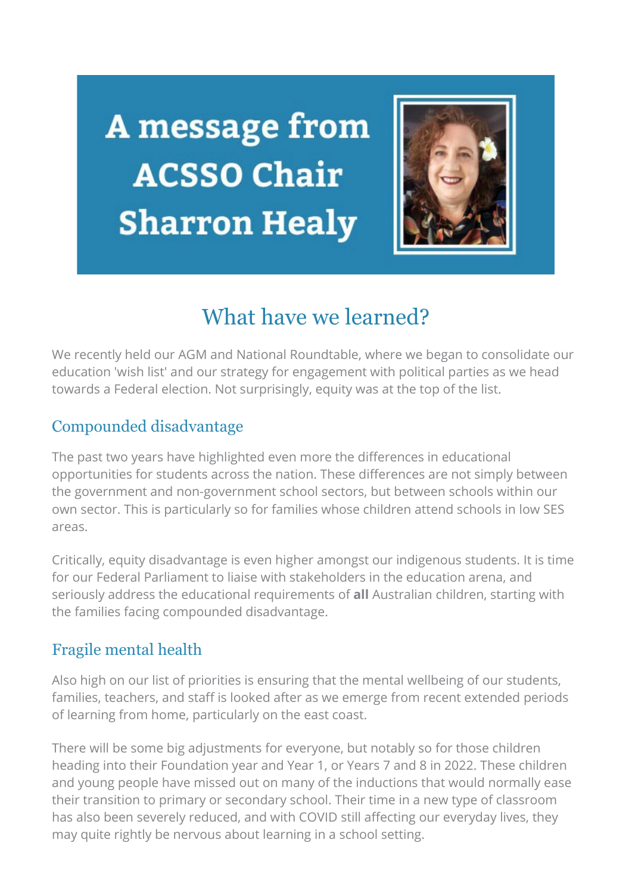# A message from ACSSO Chair Sharron Healy

## What have we learned?

We recently held our AGM and National Roundtable, where we began to consolidate our education 'wish list' and our strategy for engagement with political parties as we head towards a Federal election. Not surprisingly, equity was at the top of the list.

### Compounded disadvantage

The past two years have highlighted even more the differences in educational opportunities for students across the nation. These differences are not simply between the government and non-government school sectors, but between schools within our own sector. This is particularly so for families whose children attend schools in low SES areas.

Critically, equity disadvantage is even higher amongst our indigenous students. It is time for our Federal Parliament to liaise with stakeholders in the education arena, and seriously address the educational requirements of **all** Australian children, starting with the families facing compounded disadvantage.

### Fragile mental health

Also high on our list of priorities is ensuring that the mental wellbeing of our students, families, teachers, and staff is looked after as we emerge from recent extended periods of learning from home, particularly on the east coast.

There will be some big adjustments for everyone, but notably so for those children heading into their Foundation year and Year 1, or Years 7 and 8 in 2022. These children and young people have missed out on many of the inductions that would normally ease their transition to primary or secondary school. Their time in a new type of classroom has also been severely reduced, and with COVID still affecting our everyday lives, they may quite rightly be nervous about learning in a school setting.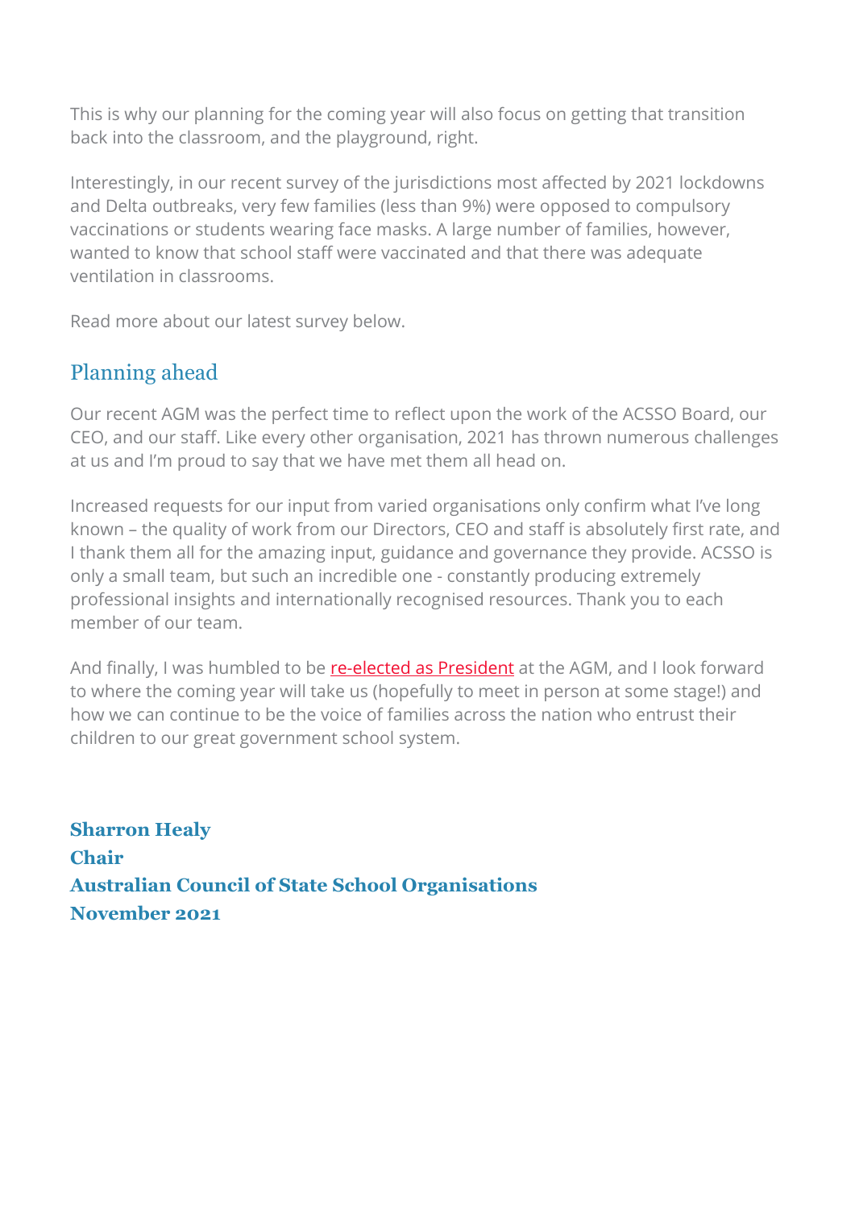This is why our planning for the coming year will also focus on getting that transition back into the classroom, and the playground, right.

Interestingly, in our recent survey of the jurisdictions most affected by 2021 lockdowns and Delta outbreaks, very few families (less than 9%) were opposed to compulsory vaccinations or students wearing face masks. A large number of families, however, wanted to know that school staff were vaccinated and that there was adequate ventilation in classrooms.

Read more about our latest survey below.

## Planning ahead

Our recent AGM was the perfect time to reflect upon the work of the ACSSO Board, our CEO, and our staff. Like every other organisation, 2021 has thrown numerous challenges at us and I'm proud to say that we have met them all head on.

Increased requests for our input from varied organisations only confirm what I've long known – the quality of work from our Directors, CEO and staff is absolutely first rate, and I thank them all for the amazing input, guidance and governance they provide. ACSSO is only a small team, but such an incredible one - constantly producing extremely professional insights and internationally recognised resources. Thank you to each member of our team.

And finally, I was humbled to be re-elected as President at the AGM, and I look forward to where the coming year will take us (hopefully to meet in person at some stage!) and how we can continue to be the voice of families across the nation who entrust their children to our great government school system.

**Sharron Healy**
**Chair**
**Australian Council of State School Organisations**
**November 2021**